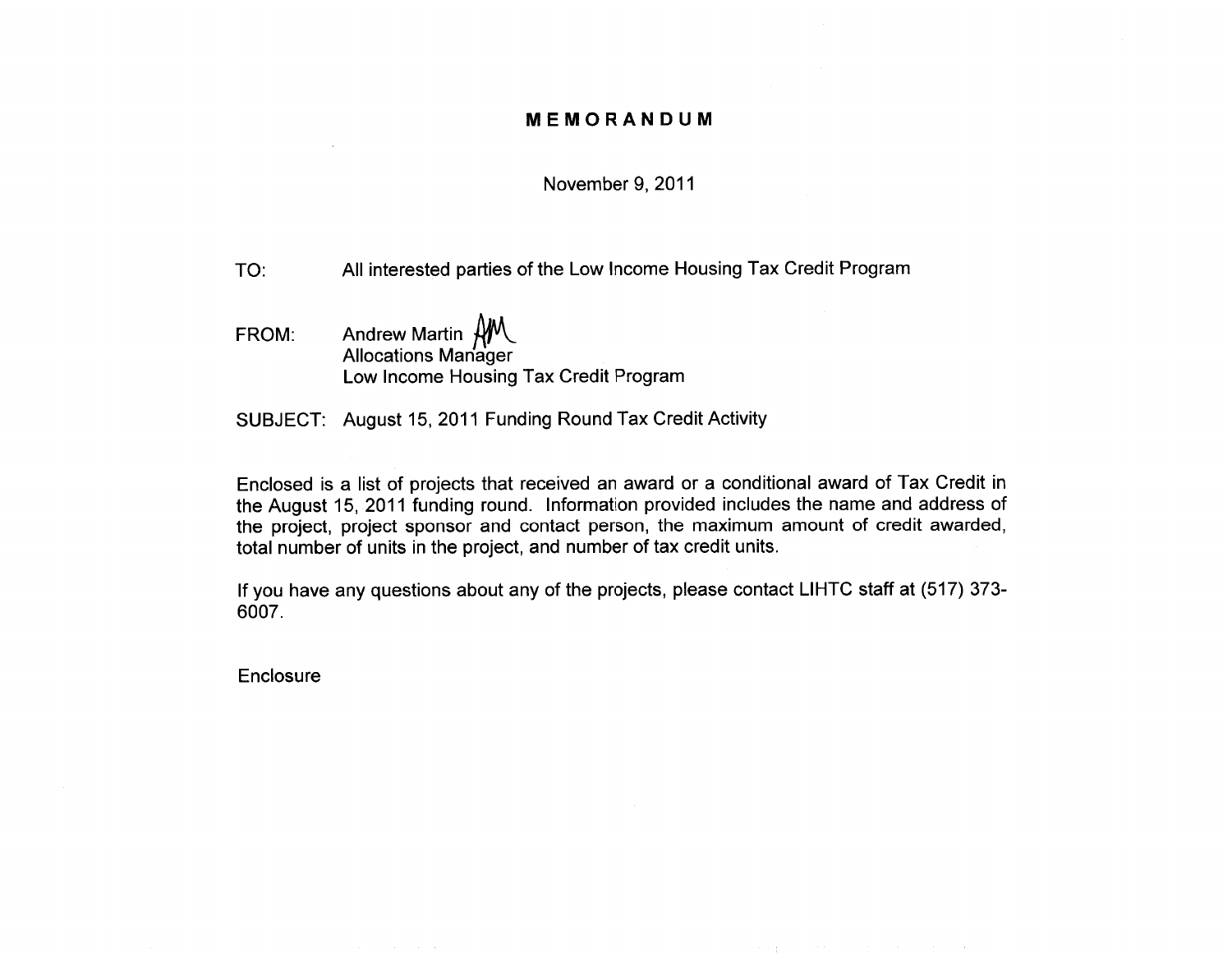# MEMORANDUM

November 9, 2011

TO: All interested parties of the Low Income Housing Tax Credit Program

FROM: Andrew Martin
Allocations Manager
Low Income Housing Tax Credit Program

SUBJECT: August 15, 2011 Funding Round Tax Credit Activity

Enclosed is a list of projects that received an award or a conditional award of Tax Credit in the August 15, 2011 funding round. Information provided includes the name and address of the project, project sponsor and contact person, the maximum amount of credit awarded, total number of units in the project, and number of tax credit units.

If you have any questions about any of the projects, please contact LIHTC staff at (517) 373-6007.

Enclosure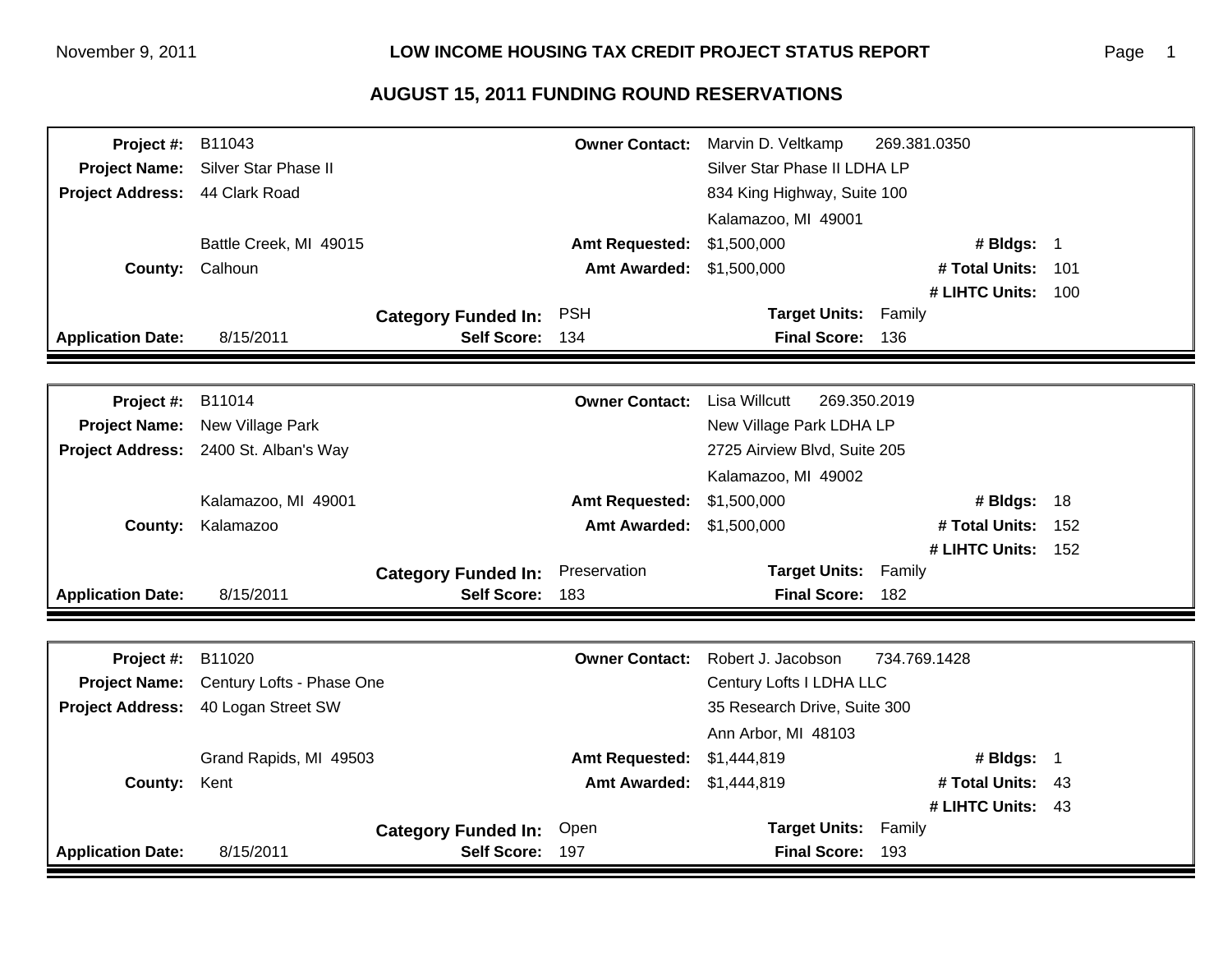# LOW INCOME HOUSING TAX CREDIT PROJECT STATUS REPORT

## AUGUST 15, 2011 FUNDING ROUND RESERVATIONS

| | | | | | | |
|---|---|---|---|---|---|---|
| **Project #:** | B11043 | | **Owner Contact:** | Marvin D. Veltkamp 269.381.0350 | | |
| **Project Name:** | Silver Star Phase II | | | Silver Star Phase II LDHA LP | | |
| **Project Address:** | 44 Clark Road | | | 834 King Highway, Suite 100 | | |
| | | | | Kalamazoo, MI 49001 | | |
| | Battle Creek, MI 49015 | | **Amt Requested:** | $1,500,000 | **# Bldgs:** | 1 |
| **County:** | Calhoun | | **Amt Awarded:** | $1,500,000 | **# Total Units:** | 101 |
| | | | | | **# LIHTC Units:** | 100 |
| | | **Category Funded In:** | PSH | **Target Units:** | Family | |
| **Application Date:** | 8/15/2011 | **Self Score:** | 134 | **Final Score:** | 136 | |

| | | | | | | |
|---|---|---|---|---|---|---|
| **Project #:** | B11014 | | **Owner Contact:** | Lisa Willcutt 269.350.2019 | | |
| **Project Name:** | New Village Park | | | New Village Park LDHA LP | | |
| **Project Address:** | 2400 St. Alban's Way | | | 2725 Airview Blvd, Suite 205 | | |
| | | | | Kalamazoo, MI 49002 | | |
| | Kalamazoo, MI 49001 | | **Amt Requested:** | $1,500,000 | **# Bldgs:** | 18 |
| **County:** | Kalamazoo | | **Amt Awarded:** | $1,500,000 | **# Total Units:** | 152 |
| | | | | | **# LIHTC Units:** | 152 |
| | | **Category Funded In:** | Preservation | **Target Units:** | Family | |
| **Application Date:** | 8/15/2011 | **Self Score:** | 183 | **Final Score:** | 182 | |

| | | | | | | |
|---|---|---|---|---|---|---|
| **Project #:** | B11020 | | **Owner Contact:** | Robert J. Jacobson 734.769.1428 | | |
| **Project Name:** | Century Lofts - Phase One | | | Century Lofts I LDHA LLC | | |
| **Project Address:** | 40 Logan Street SW | | | 35 Research Drive, Suite 300 | | |
| | | | | Ann Arbor, MI 48103 | | |
| | Grand Rapids, MI 49503 | | **Amt Requested:** | $1,444,819 | **# Bldgs:** | 1 |
| **County:** | Kent | | **Amt Awarded:** | $1,444,819 | **# Total Units:** | 43 |
| | | | | | **# LIHTC Units:** | 43 |
| | | **Category Funded In:** | Open | **Target Units:** | Family | |
| **Application Date:** | 8/15/2011 | **Self Score:** | 197 | **Final Score:** | 193 | |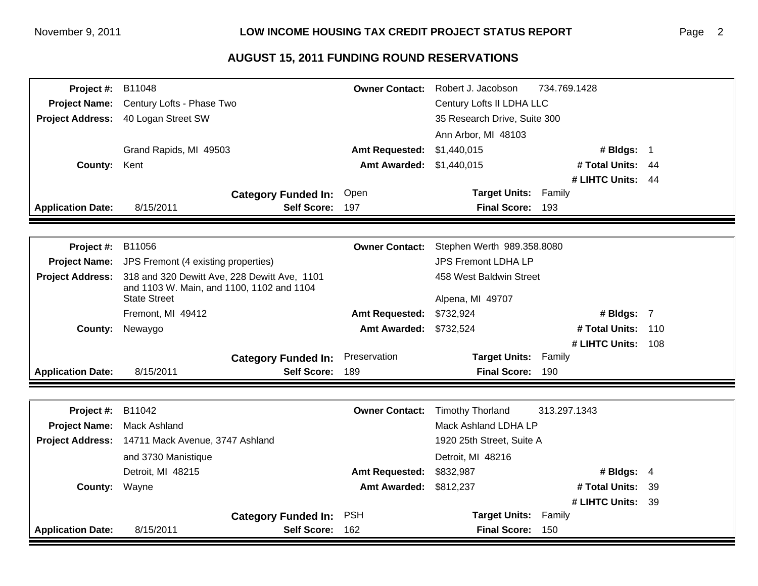## AUGUST 15, 2011 FUNDING ROUND RESERVATIONS

| | | | |
|---|---|---|---|
| **Project #:** | B11048 | **Owner Contact:** | Robert J. Jacobson 734.769.1428 |
| **Project Name:** | Century Lofts - Phase Two | | Century Lofts II LDHA LLC |
| **Project Address:** | 40 Logan Street SW | | 35 Research Drive, Suite 300 |
| | | | Ann Arbor, MI 48103 |
| | Grand Rapids, MI 49503 | **Amt Requested:** | $1,440,015 — **# Bldgs:** 1 |
| **County:** | Kent | **Amt Awarded:** | $1,440,015 — **# Total Units:** 44 |
| | | | **# LIHTC Units:** 44 |
| | **Category Funded In:** | Open | **Target Units:** Family |
| **Application Date:** | 8/15/2011 — **Self Score:** | 197 | **Final Score:** 193 |

| | | | |
|---|---|---|---|
| **Project #:** | B11056 | **Owner Contact:** | Stephen Werth 989.358.8080 |
| **Project Name:** | JPS Fremont (4 existing properties) | | JPS Fremont LDHA LP |
| **Project Address:** | 318 and 320 Dewitt Ave, 228 Dewitt Ave, 1101 and 1103 W. Main, and 1100, 1102 and 1104 State Street | | 458 West Baldwin Street |
| | | | Alpena, MI 49707 |
| | Fremont, MI 49412 | **Amt Requested:** | $732,924 — **# Bldgs:** 7 |
| **County:** | Newaygo | **Amt Awarded:** | $732,524 — **# Total Units:** 110 |
| | | | **# LIHTC Units:** 108 |
| | **Category Funded In:** | Preservation | **Target Units:** Family |
| **Application Date:** | 8/15/2011 — **Self Score:** | 189 | **Final Score:** 190 |

| | | | |
|---|---|---|---|
| **Project #:** | B11042 | **Owner Contact:** | Timothy Thorland 313.297.1343 |
| **Project Name:** | Mack Ashland | | Mack Ashland LDHA LP |
| **Project Address:** | 14711 Mack Avenue, 3747 Ashland | | 1920 25th Street, Suite A |
| | and 3730 Manistique | | Detroit, MI 48216 |
| | Detroit, MI 48215 | **Amt Requested:** | $832,987 — **# Bldgs:** 4 |
| **County:** | Wayne | **Amt Awarded:** | $812,237 — **# Total Units:** 39 |
| | | | **# LIHTC Units:** 39 |
| | **Category Funded In:** | PSH | **Target Units:** Family |
| **Application Date:** | 8/15/2011 — **Self Score:** | 162 | **Final Score:** 150 |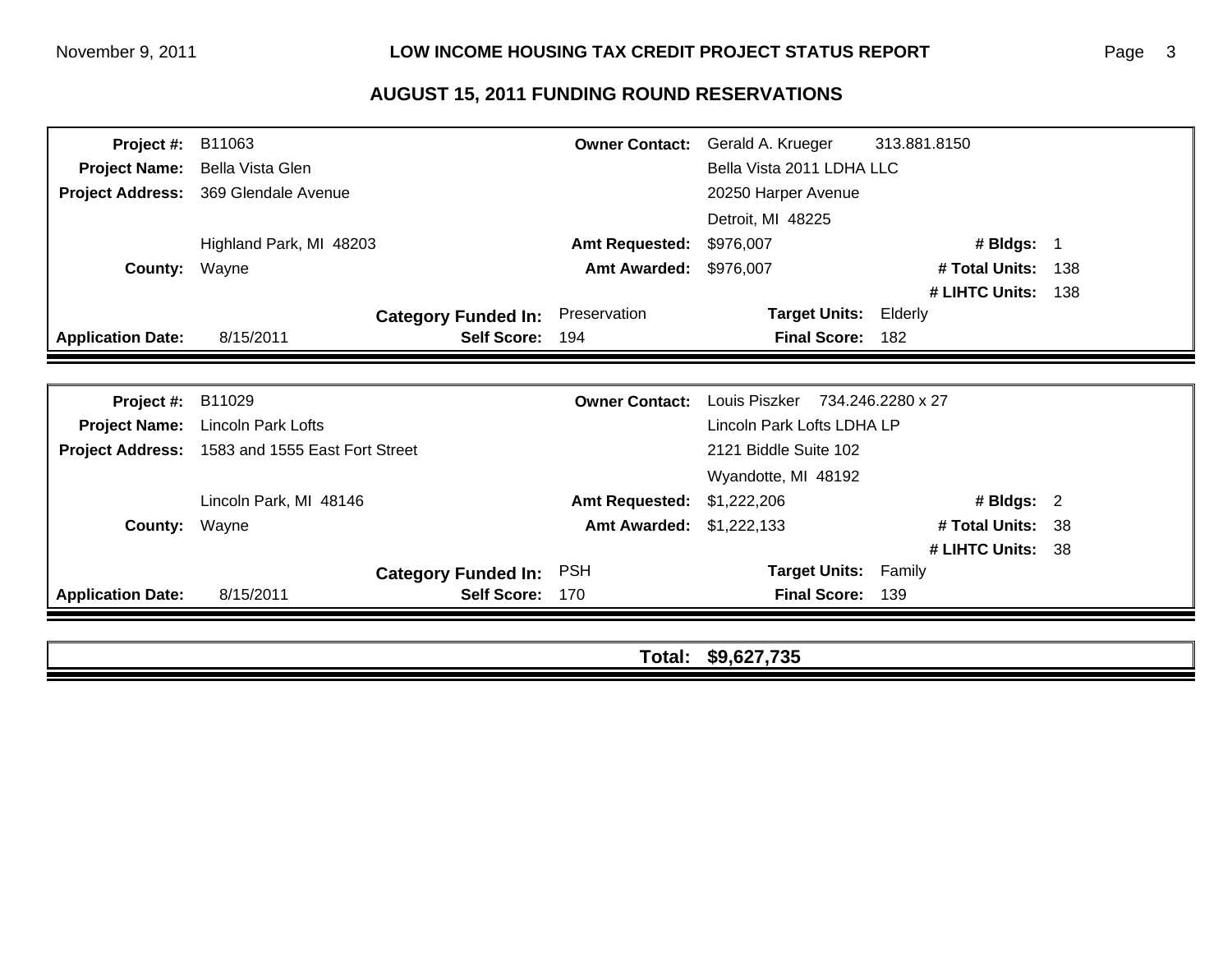## AUGUST 15, 2011 FUNDING ROUND RESERVATIONS

| | | | | | |
|---|---|---|---|---|---|
| **Project #:** | B11063 | **Owner Contact:** | Gerald A. Krueger 313.881.8150 | | |
| **Project Name:** | Bella Vista Glen | | Bella Vista 2011 LDHA LLC | | |
| **Project Address:** | 369 Glendale Avenue | | 20250 Harper Avenue | | |
| | | | Detroit, MI 48225 | | |
| | Highland Park, MI 48203 | **Amt Requested:** | $976,007 | **# Bldgs:** | 1 |
| **County:** | Wayne | **Amt Awarded:** | $976,007 | **# Total Units:** | 138 |
| | | | | **# LIHTC Units:** | 138 |
| | | **Category Funded In:** | Preservation | **Target Units:** | Elderly |
| **Application Date:** | 8/15/2011 | **Self Score:** | 194 | **Final Score:** | 182 |

| | | | | | |
|---|---|---|---|---|---|
| **Project #:** | B11029 | **Owner Contact:** | Louis Piszker 734.246.2280 x 27 | | |
| **Project Name:** | Lincoln Park Lofts | | Lincoln Park Lofts LDHA LP | | |
| **Project Address:** | 1583 and 1555 East Fort Street | | 2121 Biddle Suite 102 | | |
| | | | Wyandotte, MI 48192 | | |
| | Lincoln Park, MI 48146 | **Amt Requested:** | $1,222,206 | **# Bldgs:** | 2 |
| **County:** | Wayne | **Amt Awarded:** | $1,222,133 | **# Total Units:** | 38 |
| | | | | **# LIHTC Units:** | 38 |
| | | **Category Funded In:** | PSH | **Target Units:** | Family |
| **Application Date:** | 8/15/2011 | **Self Score:** | 170 | **Final Score:** | 139 |

**Total: $9,627,735**